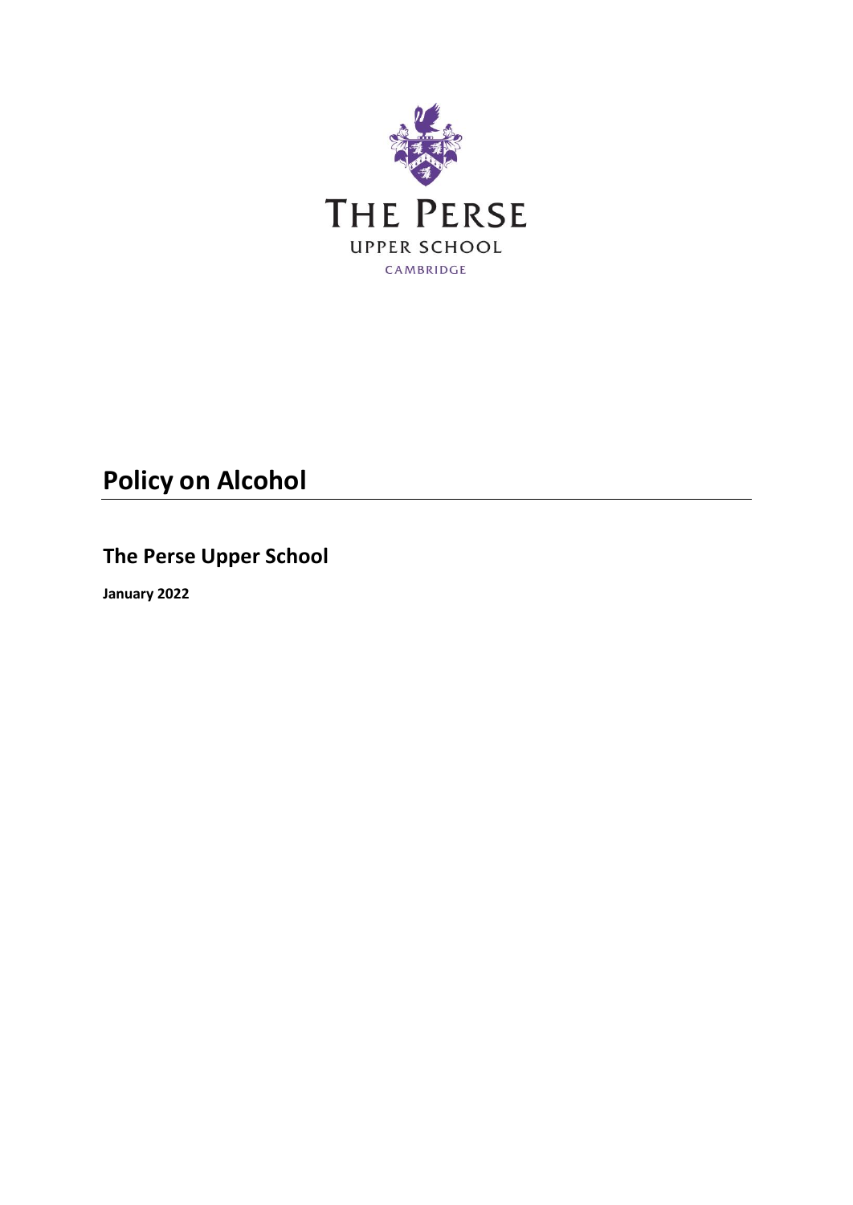THE PERSE

UPPER SCHOOL

CAMBRIDGE

# Policy on Alcohol

## The Perse Upper School

**January 2022**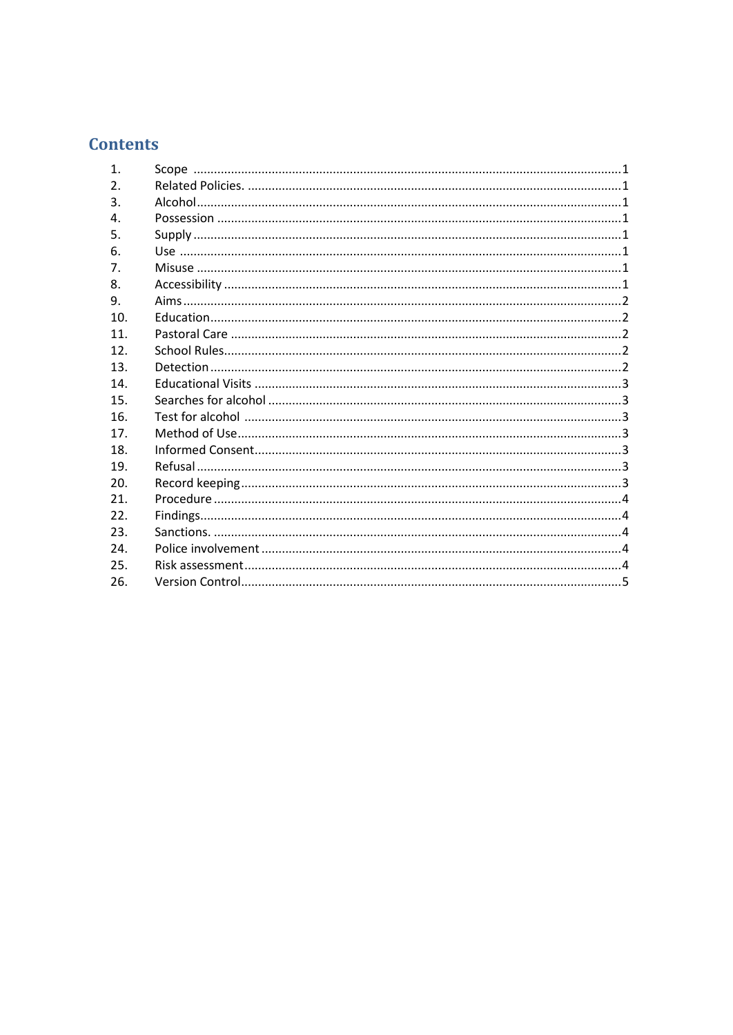# Contents

1. Scope ....................................................................................................................1
2. Related Policies. ......................................................................................................1
3. Alcohol....................................................................................................................1
4. Possession ...............................................................................................................1
5. Supply .....................................................................................................................1
6. Use ..........................................................................................................................1
7. Misuse .....................................................................................................................1
8. Accessibility .............................................................................................................1
9. Aims........................................................................................................................2
10. Education................................................................................................................2
11. Pastoral Care ...........................................................................................................2
12. School Rules.............................................................................................................2
13. Detection ................................................................................................................2
14. Educational Visits ....................................................................................................3
15. Searches for alcohol ................................................................................................3
16. Test for alcohol .......................................................................................................3
17. Method of Use.........................................................................................................3
18. Informed Consent.....................................................................................................3
19. Refusal .....................................................................................................................3
20. Record keeping........................................................................................................3
21. Procedure ................................................................................................................4
22. Findings...................................................................................................................4
23. Sanctions. ...............................................................................................................4
24. Police involvement ..................................................................................................4
25. Risk assessment.......................................................................................................4
26. Version Control........................................................................................................5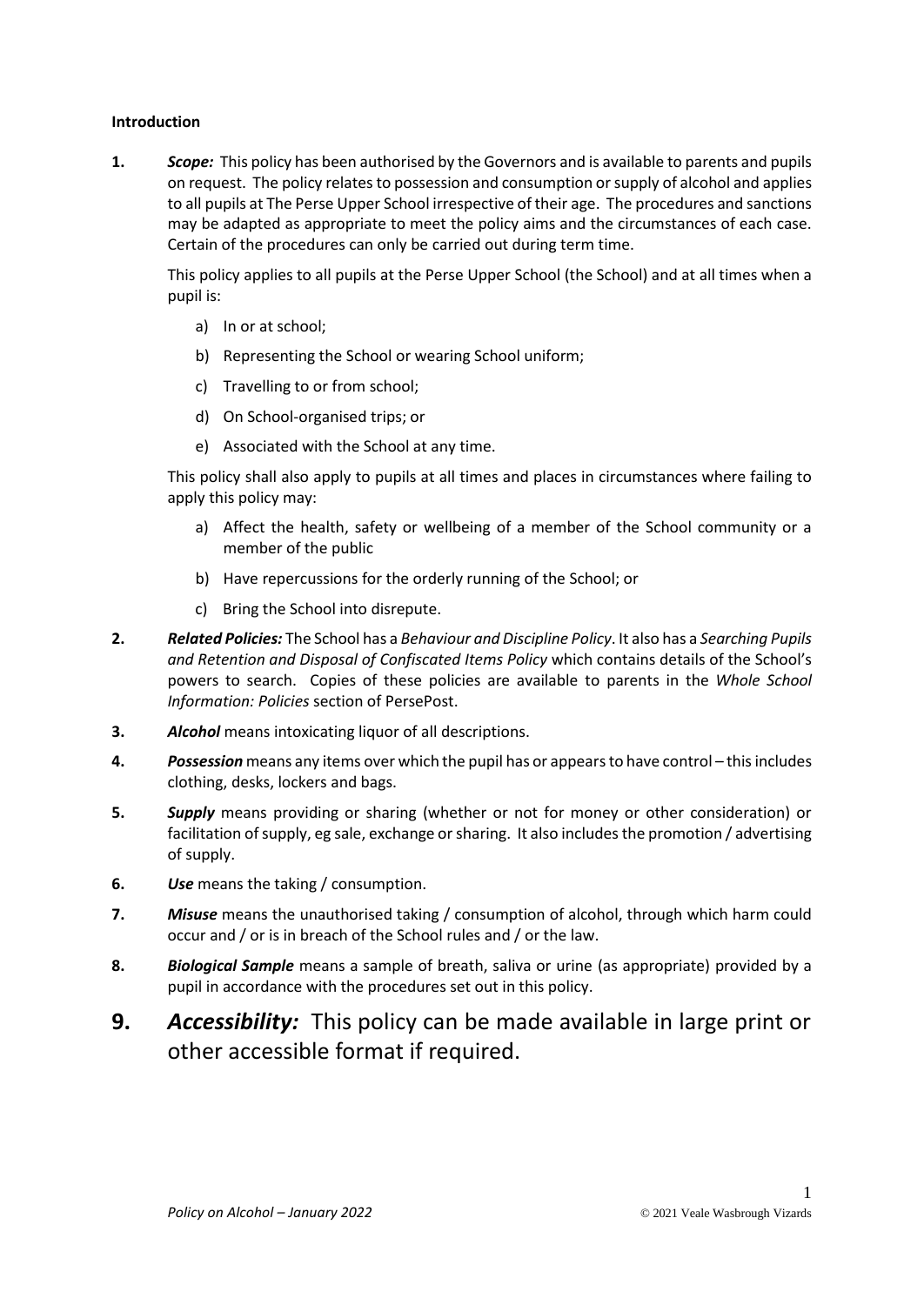**Introduction**

**1.** ***Scope:*** This policy has been authorised by the Governors and is available to parents and pupils on request. The policy relates to possession and consumption or supply of alcohol and applies to all pupils at The Perse Upper School irrespective of their age. The procedures and sanctions may be adapted as appropriate to meet the policy aims and the circumstances of each case. Certain of the procedures can only be carried out during term time.

This policy applies to all pupils at the Perse Upper School (the School) and at all times when a pupil is:

a) In or at school;

b) Representing the School or wearing School uniform;

c) Travelling to or from school;

d) On School-organised trips; or

e) Associated with the School at any time.

This policy shall also apply to pupils at all times and places in circumstances where failing to apply this policy may:

a) Affect the health, safety or wellbeing of a member of the School community or a member of the public

b) Have repercussions for the orderly running of the School; or

c) Bring the School into disrepute.

**2.** ***Related Policies:*** The School has a *Behaviour and Discipline Policy*. It also has a *Searching Pupils and Retention and Disposal of Confiscated Items Policy* which contains details of the School's powers to search. Copies of these policies are available to parents in the *Whole School Information: Policies* section of PersePost.

**3.** ***Alcohol*** means intoxicating liquor of all descriptions.

**4.** ***Possession*** means any items over which the pupil has or appears to have control – this includes clothing, desks, lockers and bags.

**5.** ***Supply*** means providing or sharing (whether or not for money or other consideration) or facilitation of supply, eg sale, exchange or sharing. It also includes the promotion / advertising of supply.

**6.** ***Use*** means the taking / consumption.

**7.** ***Misuse*** means the unauthorised taking / consumption of alcohol, through which harm could occur and / or is in breach of the School rules and / or the law.

**8.** ***Biological Sample*** means a sample of breath, saliva or urine (as appropriate) provided by a pupil in accordance with the procedures set out in this policy.

**9.** ***Accessibility:*** This policy can be made available in large print or other accessible format if required.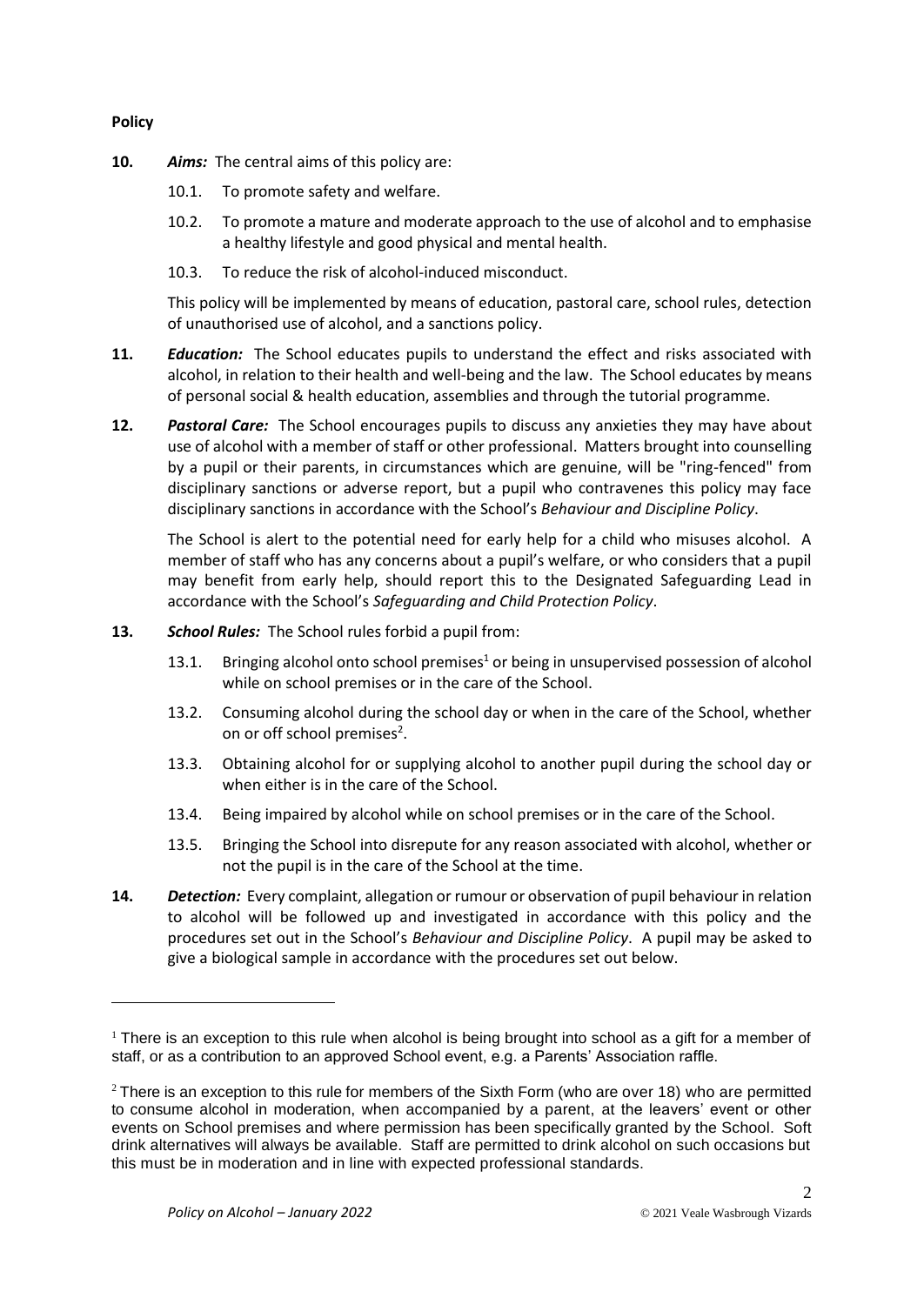**Policy**

**10.** ***Aims:*** The central aims of this policy are:

10.1. To promote safety and welfare.

10.2. To promote a mature and moderate approach to the use of alcohol and to emphasise a healthy lifestyle and good physical and mental health.

10.3. To reduce the risk of alcohol-induced misconduct.

This policy will be implemented by means of education, pastoral care, school rules, detection of unauthorised use of alcohol, and a sanctions policy.

**11.** ***Education:*** The School educates pupils to understand the effect and risks associated with alcohol, in relation to their health and well-being and the law. The School educates by means of personal social & health education, assemblies and through the tutorial programme.

**12.** ***Pastoral Care:*** The School encourages pupils to discuss any anxieties they may have about use of alcohol with a member of staff or other professional. Matters brought into counselling by a pupil or their parents, in circumstances which are genuine, will be "ring-fenced" from disciplinary sanctions or adverse report, but a pupil who contravenes this policy may face disciplinary sanctions in accordance with the School's *Behaviour and Discipline Policy*.

The School is alert to the potential need for early help for a child who misuses alcohol. A member of staff who has any concerns about a pupil's welfare, or who considers that a pupil may benefit from early help, should report this to the Designated Safeguarding Lead in accordance with the School's *Safeguarding and Child Protection Policy*.

**13.** ***School Rules:*** The School rules forbid a pupil from:

13.1. Bringing alcohol onto school premises[1] or being in unsupervised possession of alcohol while on school premises or in the care of the School.

13.2. Consuming alcohol during the school day or when in the care of the School, whether on or off school premises[2].

13.3. Obtaining alcohol for or supplying alcohol to another pupil during the school day or when either is in the care of the School.

13.4. Being impaired by alcohol while on school premises or in the care of the School.

13.5. Bringing the School into disrepute for any reason associated with alcohol, whether or not the pupil is in the care of the School at the time.

**14.** ***Detection:*** Every complaint, allegation or rumour or observation of pupil behaviour in relation to alcohol will be followed up and investigated in accordance with this policy and the procedures set out in the School's *Behaviour and Discipline Policy*. A pupil may be asked to give a biological sample in accordance with the procedures set out below.

---

[1] There is an exception to this rule when alcohol is being brought into school as a gift for a member of staff, or as a contribution to an approved School event, e.g. a Parents' Association raffle.

[2] There is an exception to this rule for members of the Sixth Form (who are over 18) who are permitted to consume alcohol in moderation, when accompanied by a parent, at the leavers' event or other events on School premises and where permission has been specifically granted by the School. Soft drink alternatives will always be available. Staff are permitted to drink alcohol on such occasions but this must be in moderation and in line with expected professional standards.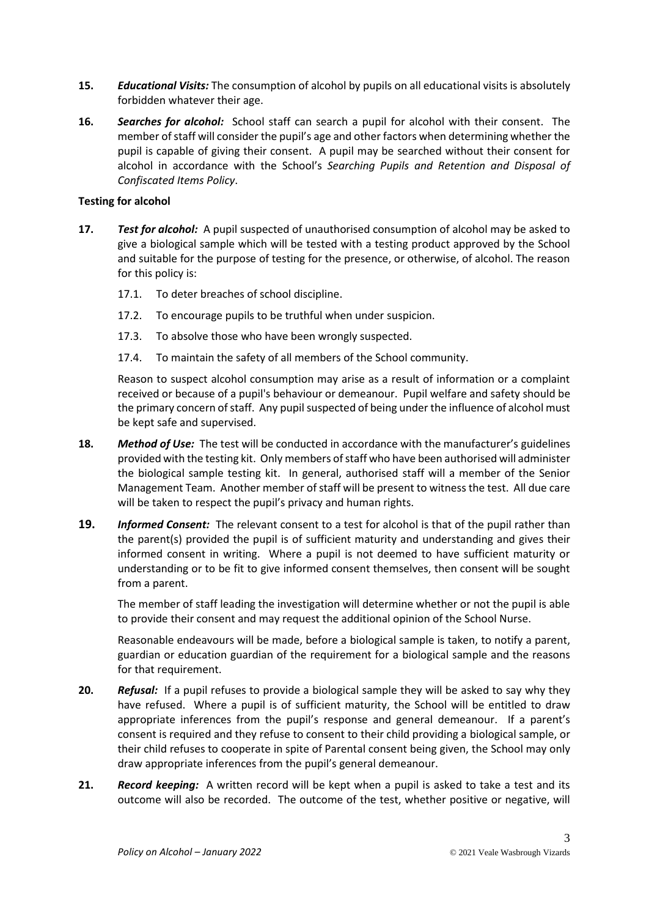**15.** ***Educational Visits:*** The consumption of alcohol by pupils on all educational visits is absolutely forbidden whatever their age.

**16.** ***Searches for alcohol:*** School staff can search a pupil for alcohol with their consent. The member of staff will consider the pupil's age and other factors when determining whether the pupil is capable of giving their consent. A pupil may be searched without their consent for alcohol in accordance with the School's *Searching Pupils and Retention and Disposal of Confiscated Items Policy*.

**Testing for alcohol**

**17.** ***Test for alcohol:*** A pupil suspected of unauthorised consumption of alcohol may be asked to give a biological sample which will be tested with a testing product approved by the School and suitable for the purpose of testing for the presence, or otherwise, of alcohol. The reason for this policy is:

17.1. To deter breaches of school discipline.

17.2. To encourage pupils to be truthful when under suspicion.

17.3. To absolve those who have been wrongly suspected.

17.4. To maintain the safety of all members of the School community.

Reason to suspect alcohol consumption may arise as a result of information or a complaint received or because of a pupil's behaviour or demeanour. Pupil welfare and safety should be the primary concern of staff. Any pupil suspected of being under the influence of alcohol must be kept safe and supervised.

**18.** ***Method of Use:*** The test will be conducted in accordance with the manufacturer's guidelines provided with the testing kit. Only members of staff who have been authorised will administer the biological sample testing kit. In general, authorised staff will a member of the Senior Management Team. Another member of staff will be present to witness the test. All due care will be taken to respect the pupil's privacy and human rights.

**19.** ***Informed Consent:*** The relevant consent to a test for alcohol is that of the pupil rather than the parent(s) provided the pupil is of sufficient maturity and understanding and gives their informed consent in writing. Where a pupil is not deemed to have sufficient maturity or understanding or to be fit to give informed consent themselves, then consent will be sought from a parent.

The member of staff leading the investigation will determine whether or not the pupil is able to provide their consent and may request the additional opinion of the School Nurse.

Reasonable endeavours will be made, before a biological sample is taken, to notify a parent, guardian or education guardian of the requirement for a biological sample and the reasons for that requirement.

**20.** ***Refusal:*** If a pupil refuses to provide a biological sample they will be asked to say why they have refused. Where a pupil is of sufficient maturity, the School will be entitled to draw appropriate inferences from the pupil's response and general demeanour. If a parent's consent is required and they refuse to consent to their child providing a biological sample, or their child refuses to cooperate in spite of Parental consent being given, the School may only draw appropriate inferences from the pupil's general demeanour.

**21.** ***Record keeping:*** A written record will be kept when a pupil is asked to take a test and its outcome will also be recorded. The outcome of the test, whether positive or negative, will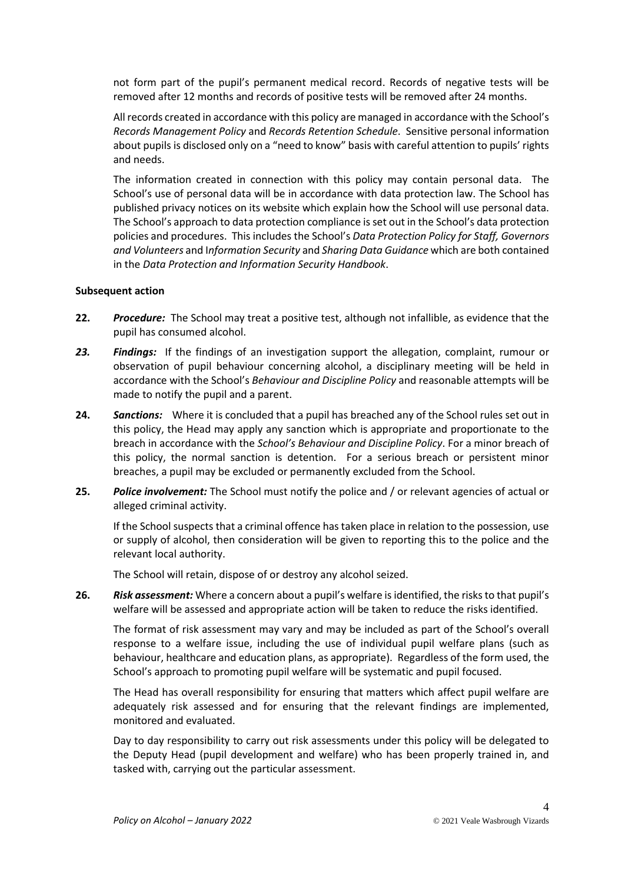not form part of the pupil's permanent medical record. Records of negative tests will be removed after 12 months and records of positive tests will be removed after 24 months.

All records created in accordance with this policy are managed in accordance with the School's *Records Management Policy* and *Records Retention Schedule*. Sensitive personal information about pupils is disclosed only on a "need to know" basis with careful attention to pupils' rights and needs.

The information created in connection with this policy may contain personal data. The School's use of personal data will be in accordance with data protection law. The School has published privacy notices on its website which explain how the School will use personal data. The School's approach to data protection compliance is set out in the School's data protection policies and procedures. This includes the School's *Data Protection Policy for Staff, Governors and Volunteers* and I*nformation Security* and *Sharing Data Guidance* which are both contained in the *Data Protection and Information Security Handbook*.

**Subsequent action**

**22.** ***Procedure:*** The School may treat a positive test, although not infallible, as evidence that the pupil has consumed alcohol.

***23.*** ***Findings:*** If the findings of an investigation support the allegation, complaint, rumour or observation of pupil behaviour concerning alcohol, a disciplinary meeting will be held in accordance with the School's *Behaviour and Discipline Policy* and reasonable attempts will be made to notify the pupil and a parent.

**24.** ***Sanctions:*** Where it is concluded that a pupil has breached any of the School rules set out in this policy, the Head may apply any sanction which is appropriate and proportionate to the breach in accordance with the *School's Behaviour and Discipline Policy*. For a minor breach of this policy, the normal sanction is detention. For a serious breach or persistent minor breaches, a pupil may be excluded or permanently excluded from the School.

**25.** ***Police involvement:*** The School must notify the police and / or relevant agencies of actual or alleged criminal activity.

If the School suspects that a criminal offence has taken place in relation to the possession, use or supply of alcohol, then consideration will be given to reporting this to the police and the relevant local authority.

The School will retain, dispose of or destroy any alcohol seized.

**26.** ***Risk assessment:*** Where a concern about a pupil's welfare is identified, the risks to that pupil's welfare will be assessed and appropriate action will be taken to reduce the risks identified.

The format of risk assessment may vary and may be included as part of the School's overall response to a welfare issue, including the use of individual pupil welfare plans (such as behaviour, healthcare and education plans, as appropriate). Regardless of the form used, the School's approach to promoting pupil welfare will be systematic and pupil focused.

The Head has overall responsibility for ensuring that matters which affect pupil welfare are adequately risk assessed and for ensuring that the relevant findings are implemented, monitored and evaluated.

Day to day responsibility to carry out risk assessments under this policy will be delegated to the Deputy Head (pupil development and welfare) who has been properly trained in, and tasked with, carrying out the particular assessment.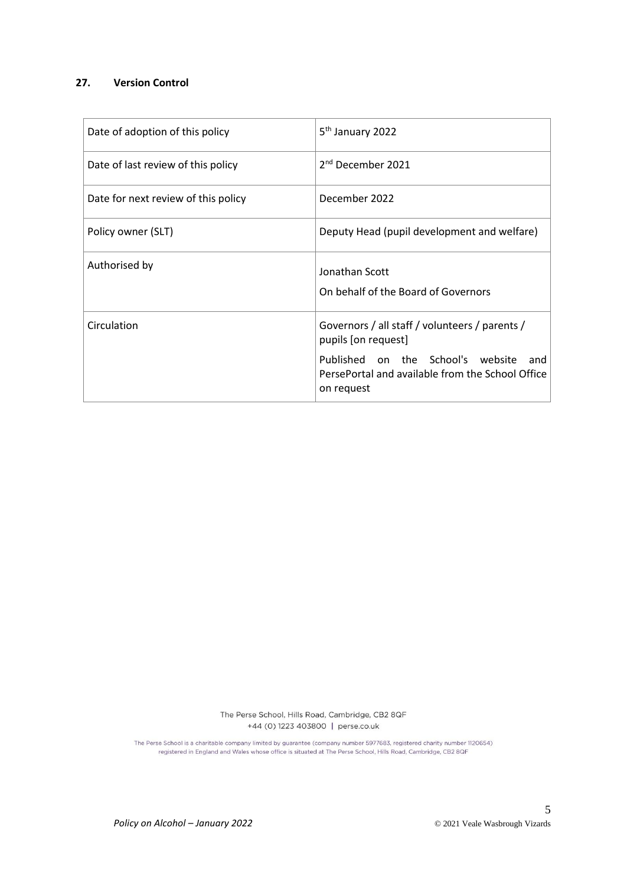## 27. Version Control

| | |
|---|---|
| Date of adoption of this policy | 5th January 2022 |
| Date of last review of this policy | 2nd December 2021 |
| Date for next review of this policy | December 2022 |
| Policy owner (SLT) | Deputy Head (pupil development and welfare) |
| Authorised by | Jonathan Scott<br>On behalf of the Board of Governors |
| Circulation | Governors / all staff / volunteers / parents / pupils [on request]<br>Published on the School's website and PersePortal and available from the School Office on request |

The Perse School, Hills Road, Cambridge, CB2 8QF
+44 (0) 1223 403800 | perse.co.uk

The Perse School is a charitable company limited by guarantee (company number 5977683, registered charity number 1120654) registered in England and Wales whose office is situated at The Perse School, Hills Road, Cambridge, CB2 8QF